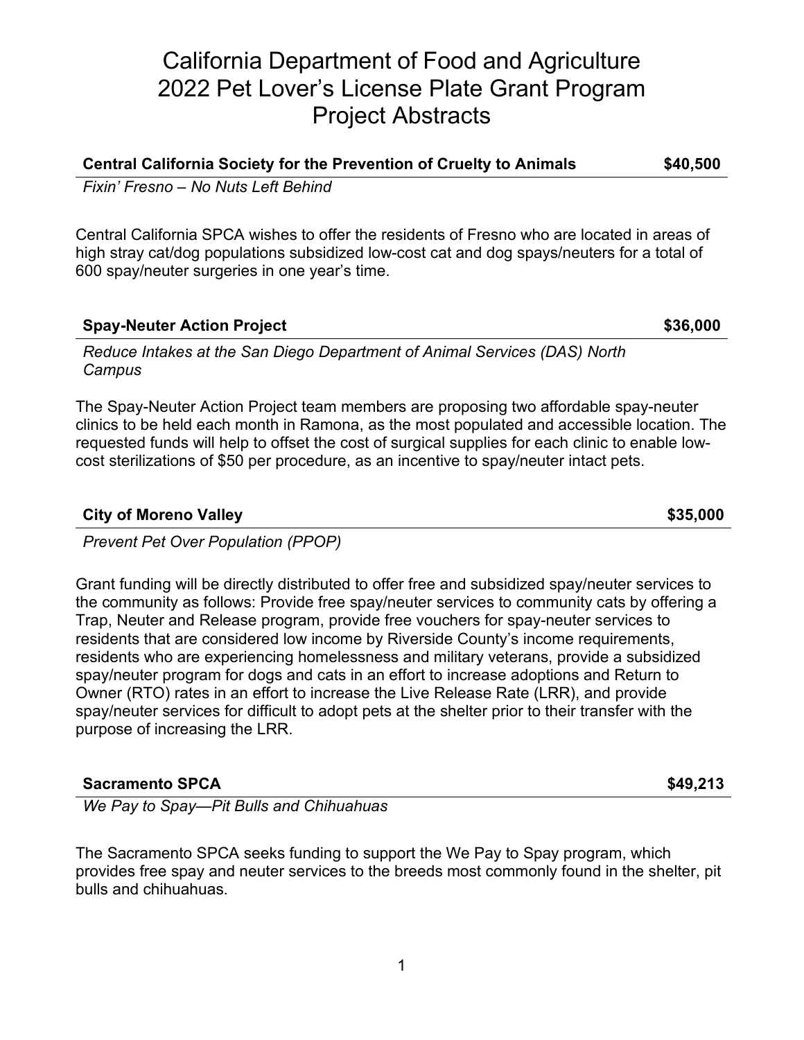# California Department of Food and Agriculture
# 2022 Pet Lover's License Plate Grant Program
# Project Abstracts

**Central California Society for the Prevention of Cruelty to Animals** **$40,500**

*Fixin' Fresno – No Nuts Left Behind*

Central California SPCA wishes to offer the residents of Fresno who are located in areas of high stray cat/dog populations subsidized low-cost cat and dog spays/neuters for a total of 600 spay/neuter surgeries in one year's time.

**Spay-Neuter Action Project** **$36,000**

*Reduce Intakes at the San Diego Department of Animal Services (DAS) North Campus*

The Spay-Neuter Action Project team members are proposing two affordable spay-neuter clinics to be held each month in Ramona, as the most populated and accessible location. The requested funds will help to offset the cost of surgical supplies for each clinic to enable low-cost sterilizations of $50 per procedure, as an incentive to spay/neuter intact pets.

**City of Moreno Valley** **$35,000**

*Prevent Pet Over Population (PPOP)*

Grant funding will be directly distributed to offer free and subsidized spay/neuter services to the community as follows: Provide free spay/neuter services to community cats by offering a Trap, Neuter and Release program, provide free vouchers for spay-neuter services to residents that are considered low income by Riverside County's income requirements, residents who are experiencing homelessness and military veterans, provide a subsidized spay/neuter program for dogs and cats in an effort to increase adoptions and Return to Owner (RTO) rates in an effort to increase the Live Release Rate (LRR), and provide spay/neuter services for difficult to adopt pets at the shelter prior to their transfer with the purpose of increasing the LRR.

**Sacramento SPCA** **$49,213**

*We Pay to Spay—Pit Bulls and Chihuahuas*

The Sacramento SPCA seeks funding to support the We Pay to Spay program, which provides free spay and neuter services to the breeds most commonly found in the shelter, pit bulls and chihuahuas.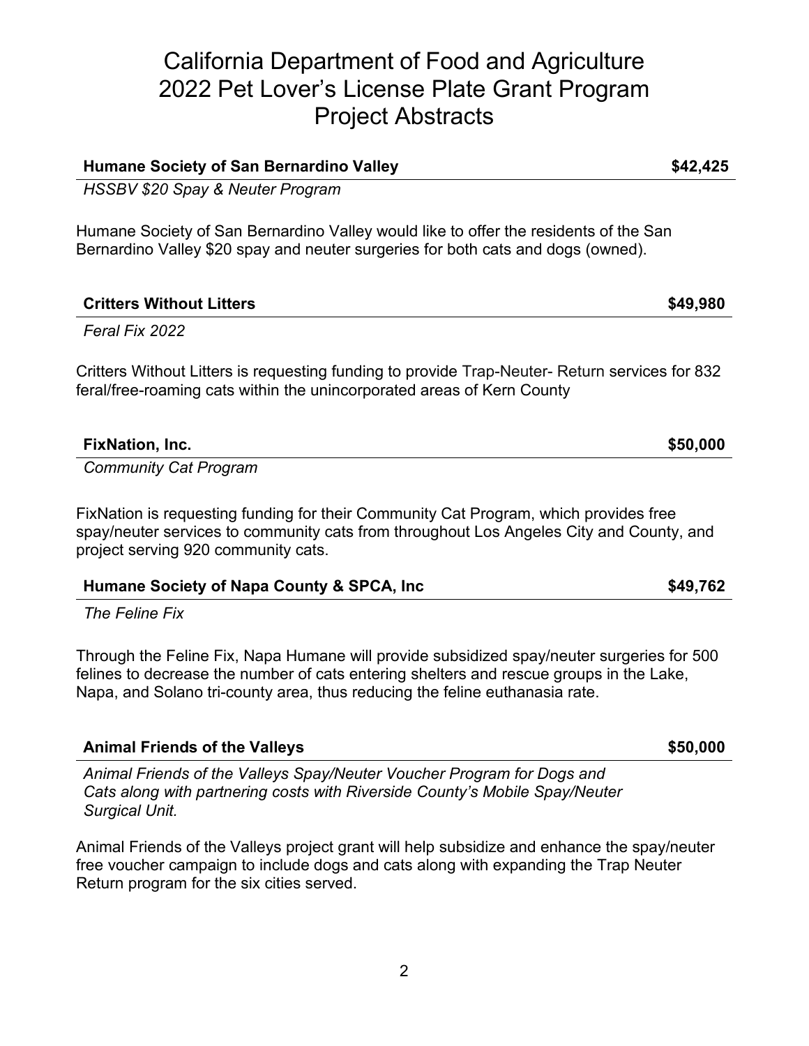# California Department of Food and Agriculture 2022 Pet Lover's License Plate Grant Program Project Abstracts

**Humane Society of San Bernardino Valley** **$42,425**

*HSSBV $20 Spay & Neuter Program*

Humane Society of San Bernardino Valley would like to offer the residents of the San Bernardino Valley $20 spay and neuter surgeries for both cats and dogs (owned).

**Critters Without Litters** **$49,980**

*Feral Fix 2022*

Critters Without Litters is requesting funding to provide Trap-Neuter- Return services for 832 feral/free-roaming cats within the unincorporated areas of Kern County

**FixNation, Inc.** **$50,000**

*Community Cat Program*

FixNation is requesting funding for their Community Cat Program, which provides free spay/neuter services to community cats from throughout Los Angeles City and County, and project serving 920 community cats.

**Humane Society of Napa County & SPCA, Inc** **$49,762**

*The Feline Fix*

Through the Feline Fix, Napa Humane will provide subsidized spay/neuter surgeries for 500 felines to decrease the number of cats entering shelters and rescue groups in the Lake, Napa, and Solano tri-county area, thus reducing the feline euthanasia rate.

**Animal Friends of the Valleys** **$50,000**

*Animal Friends of the Valleys Spay/Neuter Voucher Program for Dogs and Cats along with partnering costs with Riverside County's Mobile Spay/Neuter Surgical Unit.*

Animal Friends of the Valleys project grant will help subsidize and enhance the spay/neuter free voucher campaign to include dogs and cats along with expanding the Trap Neuter Return program for the six cities served.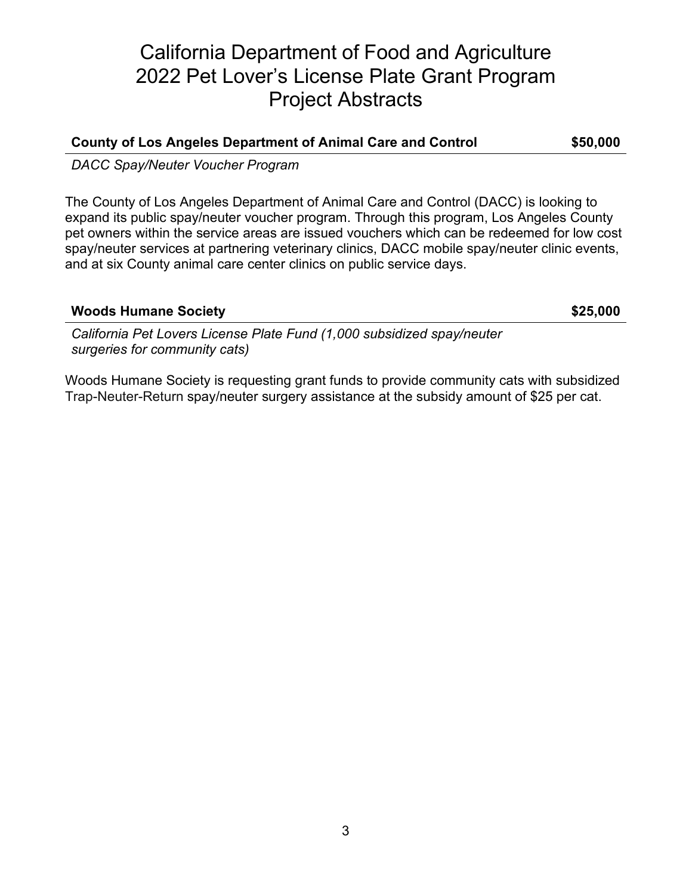# California Department of Food and Agriculture 2022 Pet Lover's License Plate Grant Program Project Abstracts

**County of Los Angeles Department of Animal Care and Control** **$50,000**

*DACC Spay/Neuter Voucher Program*

The County of Los Angeles Department of Animal Care and Control (DACC) is looking to expand its public spay/neuter voucher program. Through this program, Los Angeles County pet owners within the service areas are issued vouchers which can be redeemed for low cost spay/neuter services at partnering veterinary clinics, DACC mobile spay/neuter clinic events, and at six County animal care center clinics on public service days.

**Woods Humane Society** **$25,000**

*California Pet Lovers License Plate Fund (1,000 subsidized spay/neuter surgeries for community cats)*

Woods Humane Society is requesting grant funds to provide community cats with subsidized Trap-Neuter-Return spay/neuter surgery assistance at the subsidy amount of $25 per cat.